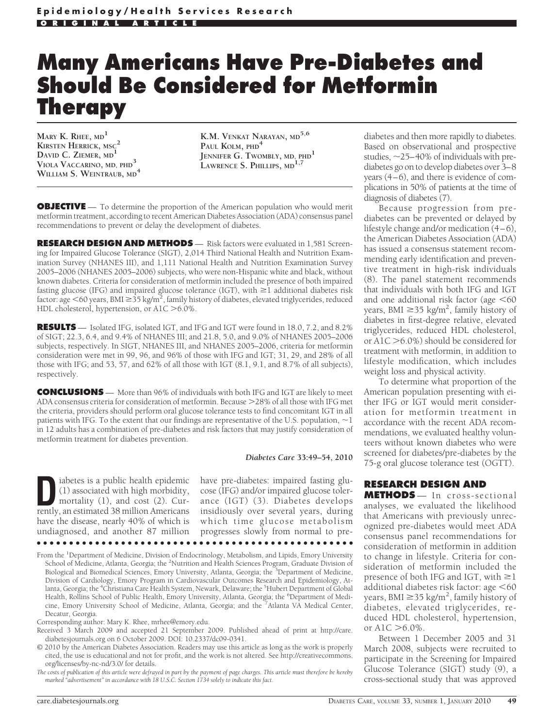Epidemiology/Health Services Research

ORIGINAL ARTICLE

# Many Americans Have Pre-Diabetes and Should Be Considered for Metformin Therapy

MARY K. RHEE, MD[1]
KIRSTEN HERRICK, MSC[2]
DAVID C. ZIEMER, MD[1]
VIOLA VACCARINO, MD, PHD[3]
WILLIAM S. WEINTRAUB, MD[4]
K.M. VENKAT NARAYAN, MD[5,6]
PAUL KOLM, PHD[4]
JENNIFER G. TWOMBLY, MD, PHD[1]
LAWRENCE S. PHILLIPS, MD[1,7]

**OBJECTIVE** — To determine the proportion of the American population who would merit metformin treatment, according to recent American Diabetes Association (ADA) consensus panel recommendations to prevent or delay the development of diabetes.

**RESEARCH DESIGN AND METHODS** — Risk factors were evaluated in 1,581 Screening for Impaired Glucose Tolerance (SIGT), 2,014 Third National Health and Nutrition Examination Survey (NHANES III), and 1,111 National Health and Nutrition Examination Survey 2005–2006 (NHANES 2005–2006) subjects, who were non-Hispanic white and black, without known diabetes. Criteria for consideration of metformin included the presence of both impaired fasting glucose (IFG) and impaired glucose tolerance (IGT), with ≥1 additional diabetes risk factor: age <60 years, BMI ≥35 kg/m$^2$, family history of diabetes, elevated triglycerides, reduced HDL cholesterol, hypertension, or A1C >6.0%.

**RESULTS** — Isolated IFG, isolated IGT, and IFG and IGT were found in 18.0, 7.2, and 8.2% of SIGT; 22.3, 6.4, and 9.4% of NHANES III; and 21.8, 5.0, and 9.0% of NHANES 2005–2006 subjects, respectively. In SIGT, NHANES III, and NHANES 2005–2006, criteria for metformin consideration were met in 99, 96, and 96% of those with IFG and IGT; 31, 29, and 28% of all those with IFG; and 53, 57, and 62% of all those with IGT (8.1, 9.1, and 8.7% of all subjects), respectively.

**CONCLUSIONS** — More than 96% of individuals with both IFG and IGT are likely to meet ADA consensus criteria for consideration of metformin. Because >28% of all those with IFG met the criteria, providers should perform oral glucose tolerance tests to find concomitant IGT in all patients with IFG. To the extent that our findings are representative of the U.S. population, ~1 in 12 adults has a combination of pre-diabetes and risk factors that may justify consideration of metformin treatment for diabetes prevention.

*Diabetes Care* **33:49–54, 2010**

Diabetes is a public health epidemic (1) associated with high morbidity, mortality (1), and cost (2). Currently, an estimated 38 million Americans have the disease, nearly 40% of which is undiagnosed, and another 87 million have pre-diabetes: impaired fasting glucose (IFG) and/or impaired glucose tolerance (IGT) (3). Diabetes develops insidiously over several years, during which time glucose metabolism progresses slowly from normal to pre-diabetes and then more rapidly to diabetes. Based on observational and prospective studies, ~25–40% of individuals with pre-diabetes go on to develop diabetes over 3–8 years (4–6), and there is evidence of complications in 50% of patients at the time of diagnosis of diabetes (7).

Because progression from pre-diabetes can be prevented or delayed by lifestyle change and/or medication (4–6), the American Diabetes Association (ADA) has issued a consensus statement recommending early identification and preventive treatment in high-risk individuals (8). The panel statement recommends that individuals with both IFG and IGT and one additional risk factor (age <60 years, BMI ≥35 kg/m$^2$, family history of diabetes in first-degree relative, elevated triglycerides, reduced HDL cholesterol, or A1C >6.0%) should be considered for treatment with metformin, in addition to lifestyle modification, which includes weight loss and physical activity.

To determine what proportion of the American population presenting with either IFG or IGT would merit consideration for metformin treatment in accordance with the recent ADA recommendations, we evaluated healthy volunteers without known diabetes who were screened for diabetes/pre-diabetes by the 75-g oral glucose tolerance test (OGTT).

## RESEARCH DESIGN AND METHODS

In cross-sectional analyses, we evaluated the likelihood that Americans with previously unrecognized pre-diabetes would meet ADA consensus panel recommendations for consideration of metformin in addition to change in lifestyle. Criteria for consideration of metformin included the presence of both IFG and IGT, with ≥1 additional diabetes risk factor: age <60 years, BMI ≥35 kg/m$^2$, family history of diabetes, elevated triglycerides, reduced HDL cholesterol, hypertension, or A1C >6.0%.

Between 1 December 2005 and 31 March 2008, subjects were recruited to participate in the Screening for Impaired Glucose Tolerance (SIGT) study (9), a cross-sectional study that was approved

From the [1]Department of Medicine, Division of Endocrinology, Metabolism, and Lipids, Emory University School of Medicine, Atlanta, Georgia; the [2]Nutrition and Health Sciences Program, Graduate Division of Biological and Biomedical Sciences, Emory University, Atlanta, Georgia; the [3]Department of Medicine, Division of Cardiology, Emory Program in Cardiovascular Outcomes Research and Epidemiology, Atlanta, Georgia; the [4]Christiana Care Health System, Newark, Delaware; the [5]Hubert Department of Global Health, Rollins School of Public Health, Emory University, Atlanta, Georgia; the [6]Department of Medicine, Emory University School of Medicine, Atlanta, Georgia; and the [7]Atlanta VA Medical Center, Decatur, Georgia.

Corresponding author: Mary K. Rhee, mrhee@emory.edu.

Received 3 March 2009 and accepted 21 September 2009. Published ahead of print at http://care.diabetesjournals.org on 6 October 2009. DOI: 10.2337/dc09-0341.

© 2010 by the American Diabetes Association. Readers may use this article as long as the work is properly cited, the use is educational and not for profit, and the work is not altered. See http://creativecommons.org/licenses/by-nc-nd/3.0/ for details.

*The costs of publication of this article were defrayed in part by the payment of page charges. This article must therefore be hereby marked "advertisement" in accordance with 18 U.S.C. Section 1734 solely to indicate this fact.*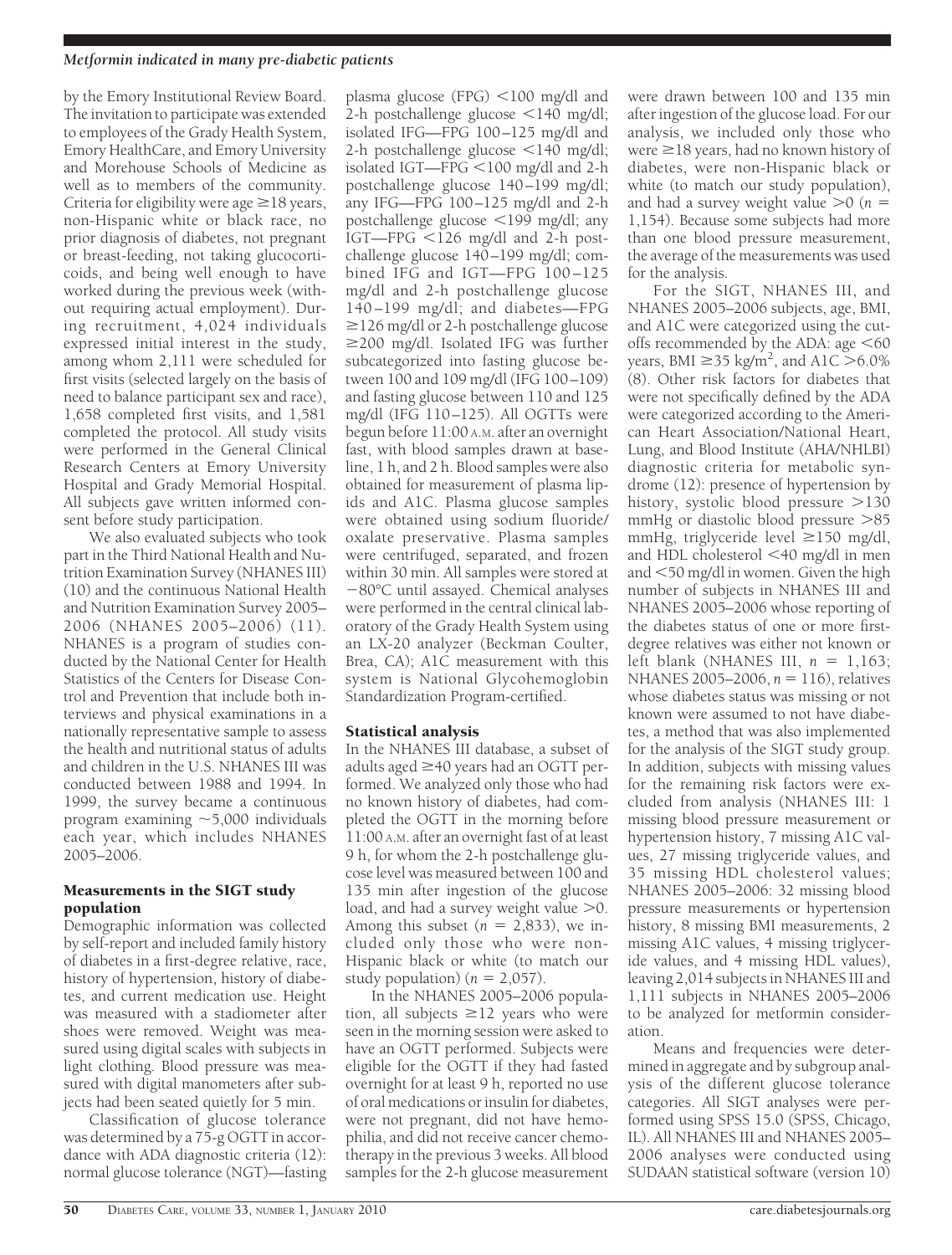by the Emory Institutional Review Board. The invitation to participate was extended to employees of the Grady Health System, Emory HealthCare, and Emory University and Morehouse Schools of Medicine as well as to members of the community. Criteria for eligibility were age ≥18 years, non-Hispanic white or black race, no prior diagnosis of diabetes, not pregnant or breast-feeding, not taking glucocorticoids, and being well enough to have worked during the previous week (without requiring actual employment). During recruitment, 4,024 individuals expressed initial interest in the study, among whom 2,111 were scheduled for first visits (selected largely on the basis of need to balance participant sex and race), 1,658 completed first visits, and 1,581 completed the protocol. All study visits were performed in the General Clinical Research Centers at Emory University Hospital and Grady Memorial Hospital. All subjects gave written informed consent before study participation.

We also evaluated subjects who took part in the Third National Health and Nutrition Examination Survey (NHANES III) (10) and the continuous National Health and Nutrition Examination Survey 2005–2006 (NHANES 2005–2006) (11). NHANES is a program of studies conducted by the National Center for Health Statistics of the Centers for Disease Control and Prevention that include both interviews and physical examinations in a nationally representative sample to assess the health and nutritional status of adults and children in the U.S. NHANES III was conducted between 1988 and 1994. In 1999, the survey became a continuous program examining ~5,000 individuals each year, which includes NHANES 2005–2006.

## Measurements in the SIGT study population

Demographic information was collected by self-report and included family history of diabetes in a first-degree relative, race, history of hypertension, history of diabetes, and current medication use. Height was measured with a stadiometer after shoes were removed. Weight was measured using digital scales with subjects in light clothing. Blood pressure was measured with digital manometers after subjects had been seated quietly for 5 min.

Classification of glucose tolerance was determined by a 75-g OGTT in accordance with ADA diagnostic criteria (12): normal glucose tolerance (NGT)—fasting plasma glucose (FPG) <100 mg/dl and 2-h postchallenge glucose <140 mg/dl; isolated IFG—FPG 100–125 mg/dl and 2-h postchallenge glucose <140 mg/dl; isolated IGT—FPG <100 mg/dl and 2-h postchallenge glucose 140–199 mg/dl; any IFG—FPG 100–125 mg/dl and 2-h postchallenge glucose <199 mg/dl; any IGT—FPG <126 mg/dl and 2-h postchallenge glucose 140–199 mg/dl; combined IFG and IGT—FPG 100–125 mg/dl and 2-h postchallenge glucose 140–199 mg/dl; and diabetes—FPG ≥126 mg/dl or 2-h postchallenge glucose ≥200 mg/dl. Isolated IFG was further subcategorized into fasting glucose between 100 and 109 mg/dl (IFG 100–109) and fasting glucose between 110 and 125 mg/dl (IFG 110–125). All OGTTs were begun before 11:00 A.M. after an overnight fast, with blood samples drawn at baseline, 1 h, and 2 h. Blood samples were also obtained for measurement of plasma lipids and A1C. Plasma glucose samples were obtained using sodium fluoride/oxalate preservative. Plasma samples were centrifuged, separated, and frozen within 30 min. All samples were stored at −80°C until assayed. Chemical analyses were performed in the central clinical laboratory of the Grady Health System using an LX-20 analyzer (Beckman Coulter, Brea, CA); A1C measurement with this system is National Glycohemoglobin Standardization Program-certified.

## Statistical analysis

In the NHANES III database, a subset of adults aged ≥40 years had an OGTT performed. We analyzed only those who had no known history of diabetes, had completed the OGTT in the morning before 11:00 A.M. after an overnight fast of at least 9 h, for whom the 2-h postchallenge glucose level was measured between 100 and 135 min after ingestion of the glucose load, and had a survey weight value >0. Among this subset ($n$ = 2,833), we included only those who were non-Hispanic black or white (to match our study population) ($n$ = 2,057).

In the NHANES 2005–2006 population, all subjects ≥12 years who were seen in the morning session were asked to have an OGTT performed. Subjects were eligible for the OGTT if they had fasted overnight for at least 9 h, reported no use of oral medications or insulin for diabetes, were not pregnant, did not have hemophilia, and did not receive cancer chemotherapy in the previous 3 weeks. All blood samples for the 2-h glucose measurement were drawn between 100 and 135 min after ingestion of the glucose load. For our analysis, we included only those who were ≥18 years, had no known history of diabetes, were non-Hispanic black or white (to match our study population), and had a survey weight value >0 ($n$ = 1,154). Because some subjects had more than one blood pressure measurement, the average of the measurements was used for the analysis.

For the SIGT, NHANES III, and NHANES 2005–2006 subjects, age, BMI, and A1C were categorized using the cutoffs recommended by the ADA: age <60 years, BMI ≥35 kg/m$^2$, and A1C >6.0% (8). Other risk factors for diabetes that were not specifically defined by the ADA were categorized according to the American Heart Association/National Heart, Lung, and Blood Institute (AHA/NHLBI) diagnostic criteria for metabolic syndrome (12): presence of hypertension by history, systolic blood pressure >130 mmHg or diastolic blood pressure >85 mmHg, triglyceride level ≥150 mg/dl, and HDL cholesterol <40 mg/dl in men and <50 mg/dl in women. Given the high number of subjects in NHANES III and NHANES 2005–2006 whose reporting of the diabetes status of one or more first-degree relatives was either not known or left blank (NHANES III, $n$ = 1,163; NHANES 2005–2006, $n$ = 116), relatives whose diabetes status was missing or not known were assumed to not have diabetes, a method that was also implemented for the analysis of the SIGT study group. In addition, subjects with missing values for the remaining risk factors were excluded from analysis (NHANES III: 1 missing blood pressure measurement or hypertension history, 7 missing A1C values, 27 missing triglyceride values, and 35 missing HDL cholesterol values; NHANES 2005–2006: 32 missing blood pressure measurements or hypertension history, 8 missing BMI measurements, 2 missing A1C values, 4 missing triglyceride values, and 4 missing HDL values), leaving 2,014 subjects in NHANES III and 1,111 subjects in NHANES 2005–2006 to be analyzed for metformin consideration.

Means and frequencies were determined in aggregate and by subgroup analysis of the different glucose tolerance categories. All SIGT analyses were performed using SPSS 15.0 (SPSS, Chicago, IL). All NHANES III and NHANES 2005–2006 analyses were conducted using SUDAAN statistical software (version 10)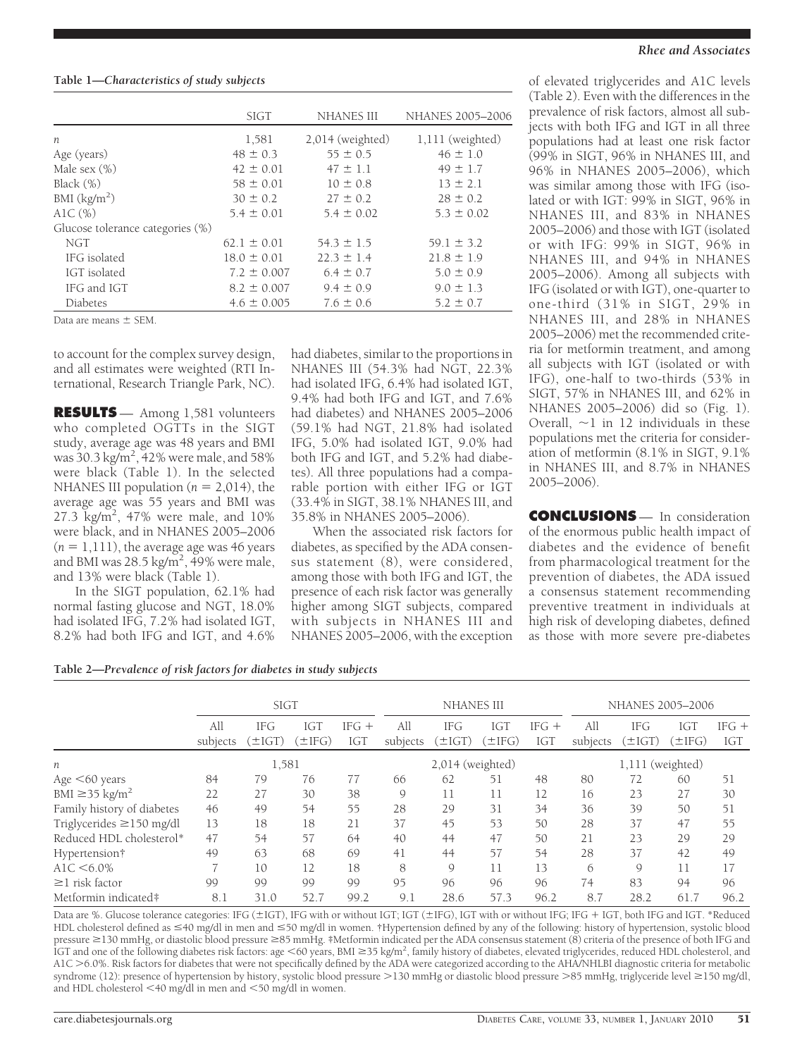**Table 1—Characteristics of study subjects**

| | SIGT | NHANES III | NHANES 2005–2006 |
|---|---|---|---|
| *n* | 1,581 | 2,014 (weighted) | 1,111 (weighted) |
| Age (years) | 48 ± 0.3 | 55 ± 0.5 | 46 ± 1.0 |
| Male sex (%) | 42 ± 0.01 | 47 ± 1.1 | 49 ± 1.7 |
| Black (%) | 58 ± 0.01 | 10 ± 0.8 | 13 ± 2.1 |
| BMI (kg/m$^2$) | 30 ± 0.2 | 27 ± 0.2 | 28 ± 0.2 |
| A1C (%) | 5.4 ± 0.01 | 5.4 ± 0.02 | 5.3 ± 0.02 |
| Glucose tolerance categories (%) | | | |
| NGT | 62.1 ± 0.01 | 54.3 ± 1.5 | 59.1 ± 3.2 |
| IFG isolated | 18.0 ± 0.01 | 22.3 ± 1.4 | 21.8 ± 1.9 |
| IGT isolated | 7.2 ± 0.007 | 6.4 ± 0.7 | 5.0 ± 0.9 |
| IFG and IGT | 8.2 ± 0.007 | 9.4 ± 0.9 | 9.0 ± 1.3 |
| Diabetes | 4.6 ± 0.005 | 7.6 ± 0.6 | 5.2 ± 0.7 |

Data are means ± SEM.

to account for the complex survey design, and all estimates were weighted (RTI International, Research Triangle Park, NC).

**RESULTS** — Among 1,581 volunteers who completed OGTTs in the SIGT study, average age was 48 years and BMI was 30.3 kg/m$^2$, 42% were male, and 58% were black (Table 1). In the selected NHANES III population ($n$ = 2,014), the average age was 55 years and BMI was 27.3 kg/m$^2$, 47% were male, and 10% were black, and in NHANES 2005–2006 ($n$ = 1,111), the average age was 46 years and BMI was 28.5 kg/m$^2$, 49% were male, and 13% were black (Table 1).

In the SIGT population, 62.1% had normal fasting glucose and NGT, 18.0% had isolated IFG, 7.2% had isolated IGT, 8.2% had both IFG and IGT, and 4.6% had diabetes, similar to the proportions in NHANES III (54.3% had NGT, 22.3% had isolated IFG, 6.4% had isolated IGT, 9.4% had both IFG and IGT, and 7.6% had diabetes) and NHANES 2005–2006 (59.1% had NGT, 21.8% had isolated IFG, 5.0% had isolated IGT, 9.0% had both IFG and IGT, and 5.2% had diabetes). All three populations had a comparable portion with either IFG or IGT (33.4% in SIGT, 38.1% NHANES III, and 35.8% in NHANES 2005–2006).

When the associated risk factors for diabetes, as specified by the ADA consensus statement (8), were considered, among those with both IFG and IGT, the presence of each risk factor was generally higher among SIGT subjects, compared with subjects in NHANES III and NHANES 2005–2006, with the exception of elevated triglycerides and A1C levels (Table 2). Even with the differences in the prevalence of risk factors, almost all subjects with both IFG and IGT in all three populations had at least one risk factor (99% in SIGT, 96% in NHANES III, and 96% in NHANES 2005–2006), which was similar among those with IFG (isolated or with IGT: 99% in SIGT, 96% in NHANES III, and 83% in NHANES 2005–2006) and those with IGT (isolated or with IFG: 99% in SIGT, 96% in NHANES III, and 94% in NHANES 2005–2006). Among all subjects with IFG (isolated or with IGT), one-quarter to one-third (31% in SIGT, 29% in NHANES III, and 28% in NHANES 2005–2006) met the recommended criteria for metformin treatment, and among all subjects with IGT (isolated or with IFG), one-half to two-thirds (53% in SIGT, 57% in NHANES III, and 62% in NHANES 2005–2006) did so (Fig. 1). Overall, ~1 in 12 individuals in these populations met the criteria for consideration of metformin (8.1% in SIGT, 9.1% in NHANES III, and 8.7% in NHANES 2005–2006).

**CONCLUSIONS** — In consideration of the enormous public health impact of diabetes and the evidence of benefit from pharmacological treatment for the prevention of diabetes, the ADA issued a consensus statement recommending preventive treatment in individuals at high risk of developing diabetes, defined as those with more severe pre-diabetes

**Table 2—Prevalence of risk factors for diabetes in study subjects**

| | SIGT | | | | NHANES III | | | | NHANES 2005–2006 | | | |
|---|---|---|---|---|---|---|---|---|---|---|---|---|
| | All subjects | IFG (±IGT) | IGT (±IFG) | IFG + IGT | All subjects | IFG (±IGT) | IGT (±IFG) | IFG + IGT | All subjects | IFG (±IGT) | IGT (±IFG) | IFG + IGT |
| *n* | 1,581 | | | | 2,014 (weighted) | | | | 1,111 (weighted) | | | |
| Age <60 years | 84 | 79 | 76 | 77 | 66 | 62 | 51 | 48 | 80 | 72 | 60 | 51 |
| BMI ≥35 kg/m$^2$ | 22 | 27 | 30 | 38 | 9 | 11 | 11 | 12 | 16 | 23 | 27 | 30 |
| Family history of diabetes | 46 | 49 | 54 | 55 | 28 | 29 | 31 | 34 | 36 | 39 | 50 | 51 |
| Triglycerides ≥150 mg/dl | 13 | 18 | 18 | 21 | 37 | 45 | 53 | 50 | 28 | 37 | 47 | 55 |
| Reduced HDL cholesterol* | 47 | 54 | 57 | 64 | 40 | 44 | 47 | 50 | 21 | 23 | 29 | 29 |
| Hypertension† | 49 | 63 | 68 | 69 | 41 | 44 | 57 | 54 | 28 | 37 | 42 | 49 |
| A1C <6.0% | 7 | 10 | 12 | 18 | 8 | 9 | 11 | 13 | 6 | 9 | 11 | 17 |
| ≥1 risk factor | 99 | 99 | 99 | 99 | 95 | 96 | 96 | 96 | 74 | 83 | 94 | 96 |
| Metformin indicated‡ | 8.1 | 31.0 | 52.7 | 99.2 | 9.1 | 28.6 | 57.3 | 96.2 | 8.7 | 28.2 | 61.7 | 96.2 |

Data are %. Glucose tolerance categories: IFG (±IGT), IFG with or without IGT; IGT (±IFG), IGT with or without IFG; IFG + IGT, both IFG and IGT. *Reduced HDL cholesterol defined as ≤40 mg/dl in men and ≤50 mg/dl in women. †Hypertension defined by any of the following: history of hypertension, systolic blood pressure ≥130 mmHg, or diastolic blood pressure ≥85 mmHg. ‡Metformin indicated per the ADA consensus statement (8) criteria of the presence of both IFG and IGT and one of the following diabetes risk factors: age <60 years, BMI ≥35 kg/m$^2$, family history of diabetes, elevated triglycerides, reduced HDL cholesterol, and A1C >6.0%. Risk factors for diabetes that were not specifically defined by the ADA were categorized according to the AHA/NHLBI diagnostic criteria for metabolic syndrome (12): presence of hypertension by history, systolic blood pressure >130 mmHg or diastolic blood pressure >85 mmHg, triglyceride level ≥150 mg/dl, and HDL cholesterol <40 mg/dl in men and <50 mg/dl in women.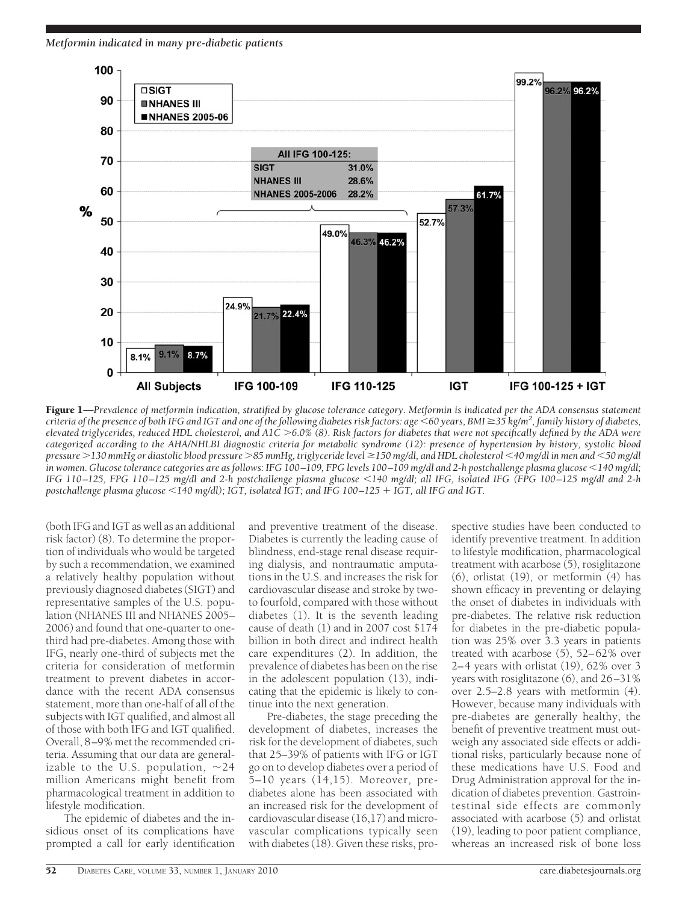**Figure 1**—*Prevalence of metformin indication, stratified by glucose tolerance category. Metformin is indicated per the ADA consensus statement criteria of the presence of both IFG and IGT and one of the following diabetes risk factors: age <60 years, BMI ≥35 kg/m², family history of diabetes, elevated triglycerides, reduced HDL cholesterol, and A1C >6.0% (8). Risk factors for diabetes that were not specifically defined by the ADA were categorized according to the AHA/NHLBI diagnostic criteria for metabolic syndrome (12): presence of hypertension by history, systolic blood pressure >130 mmHg or diastolic blood pressure >85 mmHg, triglyceride level ≥150 mg/dl, and HDL cholesterol <40 mg/dl in men and <50 mg/dl in women. Glucose tolerance categories are as follows: IFG 100–109, FPG levels 100–109 mg/dl and 2-h postchallenge plasma glucose <140 mg/dl; IFG 110–125, FPG 110–125 mg/dl and 2-h postchallenge plasma glucose <140 mg/dl; all IFG, isolated IFG (FPG 100–125 mg/dl and 2-h postchallenge plasma glucose <140 mg/dl); IGT, isolated IGT; and IFG 100–125 + IGT, all IFG and IGT.*

(both IFG and IGT as well as an additional risk factor) (8). To determine the proportion of individuals who would be targeted by such a recommendation, we examined a relatively healthy population without previously diagnosed diabetes (SIGT) and representative samples of the U.S. population (NHANES III and NHANES 2005–2006) and found that one-quarter to one-third had pre-diabetes. Among those with IFG, nearly one-third of subjects met the criteria for consideration of metformin treatment to prevent diabetes in accordance with the recent ADA consensus statement, more than one-half of all of the subjects with IGT qualified, and almost all of those with both IFG and IGT qualified. Overall, 8–9% met the recommended criteria. Assuming that our data are generalizable to the U.S. population, ~24 million Americans might benefit from pharmacological treatment in addition to lifestyle modification.

The epidemic of diabetes and the insidious onset of its complications have prompted a call for early identification and preventive treatment of the disease. Diabetes is currently the leading cause of blindness, end-stage renal disease requiring dialysis, and nontraumatic amputations in the U.S. and increases the risk for cardiovascular disease and stroke by two- to fourfold, compared with those without diabetes (1). It is the seventh leading cause of death (1) and in 2007 cost $174 billion in both direct and indirect health care expenditures (2). In addition, the prevalence of diabetes has been on the rise in the adolescent population (13), indicating that the epidemic is likely to continue into the next generation.

Pre-diabetes, the stage preceding the development of diabetes, increases the risk for the development of diabetes, such that 25–39% of patients with IFG or IGT go on to develop diabetes over a period of 5–10 years (14,15). Moreover, pre-diabetes alone has been associated with an increased risk for the development of cardiovascular disease (16,17) and microvascular complications typically seen with diabetes (18). Given these risks, prospective studies have been conducted to identify preventive treatment. In addition to lifestyle modification, pharmacological treatment with acarbose (5), rosiglitazone (6), orlistat (19), or metformin (4) has shown efficacy in preventing or delaying the onset of diabetes in individuals with pre-diabetes. The relative risk reduction for diabetes in the pre-diabetic population was 25% over 3.3 years in patients treated with acarbose (5), 52–62% over 2–4 years with orlistat (19), 62% over 3 years with rosiglitazone (6), and 26–31% over 2.5–2.8 years with metformin (4). However, because many individuals with pre-diabetes are generally healthy, the benefit of preventive treatment must outweigh any associated side effects or additional risks, particularly because none of these medications have U.S. Food and Drug Administration approval for the indication of diabetes prevention. Gastrointestinal side effects are commonly associated with acarbose (5) and orlistat (19), leading to poor patient compliance, whereas an increased risk of bone loss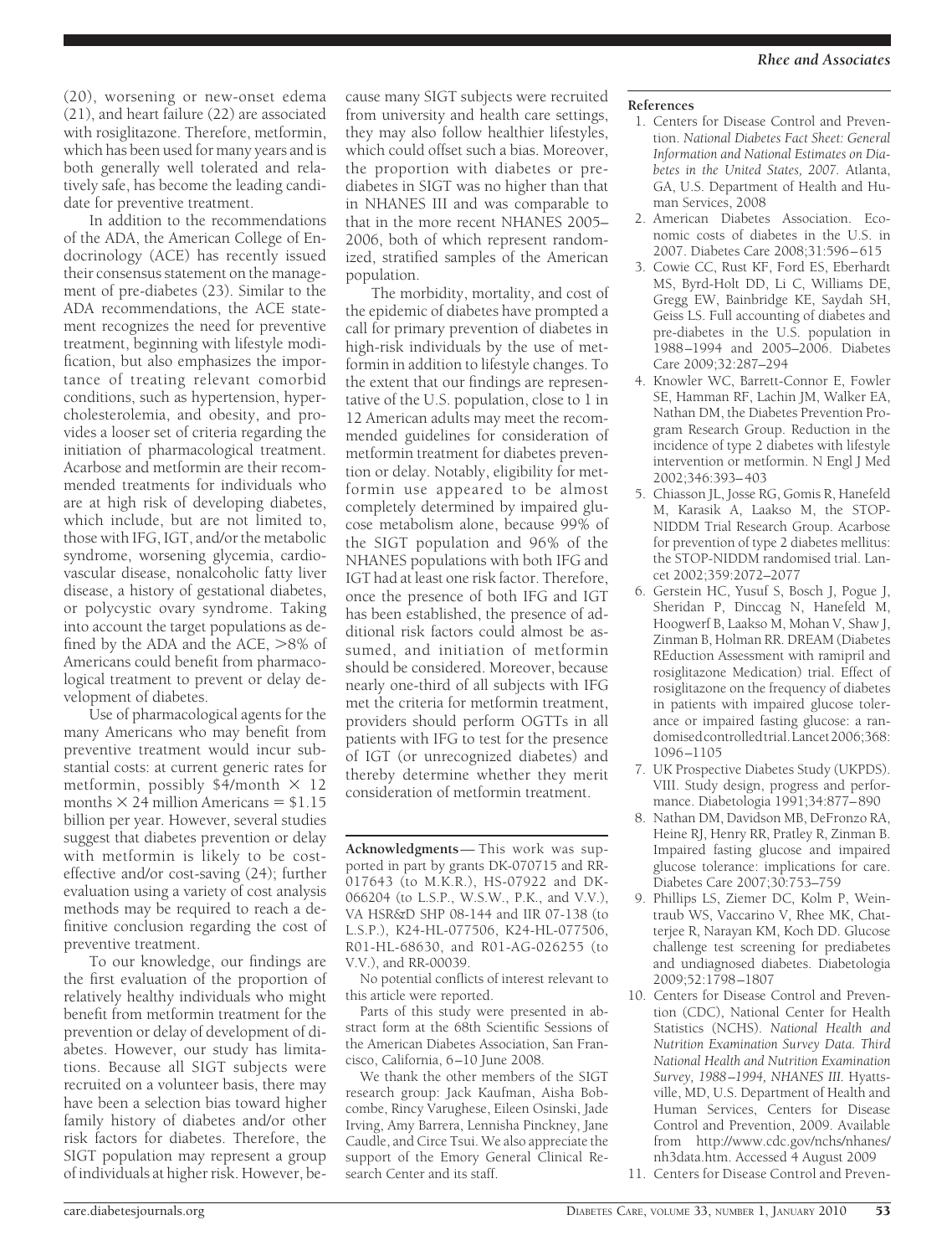(20), worsening or new-onset edema (21), and heart failure (22) are associated with rosiglitazone. Therefore, metformin, which has been used for many years and is both generally well tolerated and relatively safe, has become the leading candidate for preventive treatment.

In addition to the recommendations of the ADA, the American College of Endocrinology (ACE) has recently issued their consensus statement on the management of pre-diabetes (23). Similar to the ADA recommendations, the ACE statement recognizes the need for preventive treatment, beginning with lifestyle modification, but also emphasizes the importance of treating relevant comorbid conditions, such as hypertension, hypercholesterolemia, and obesity, and provides a looser set of criteria regarding the initiation of pharmacological treatment. Acarbose and metformin are their recommended treatments for individuals who are at high risk of developing diabetes, which include, but are not limited to, those with IFG, IGT, and/or the metabolic syndrome, worsening glycemia, cardiovascular disease, nonalcoholic fatty liver disease, a history of gestational diabetes, or polycystic ovary syndrome. Taking into account the target populations as defined by the ADA and the ACE, >8% of Americans could benefit from pharmacological treatment to prevent or delay development of diabetes.

Use of pharmacological agents for the many Americans who may benefit from preventive treatment would incur substantial costs: at current generic rates for metformin, possibly \$4/month $\times$ 12 months $\times$ 24 million Americans = \$1.15 billion per year. However, several studies suggest that diabetes prevention or delay with metformin is likely to be cost-effective and/or cost-saving (24); further evaluation using a variety of cost analysis methods may be required to reach a definitive conclusion regarding the cost of preventive treatment.

To our knowledge, our findings are the first evaluation of the proportion of relatively healthy individuals who might benefit from metformin treatment for the prevention or delay of development of diabetes. However, our study has limitations. Because all SIGT subjects were recruited on a volunteer basis, there may have been a selection bias toward higher family history of diabetes and/or other risk factors for diabetes. Therefore, the SIGT population may represent a group of individuals at higher risk. However, because many SIGT subjects were recruited from university and health care settings, they may also follow healthier lifestyles, which could offset such a bias. Moreover, the proportion with diabetes or pre-diabetes in SIGT was no higher than that in NHANES III and was comparable to that in the more recent NHANES 2005–2006, both of which represent randomized, stratified samples of the American population.

The morbidity, mortality, and cost of the epidemic of diabetes have prompted a call for primary prevention of diabetes in high-risk individuals by the use of metformin in addition to lifestyle changes. To the extent that our findings are representative of the U.S. population, close to 1 in 12 American adults may meet the recommended guidelines for consideration of metformin treatment for diabetes prevention or delay. Notably, eligibility for metformin use appeared to be almost completely determined by impaired glucose metabolism alone, because 99% of the SIGT population and 96% of the NHANES populations with both IFG and IGT had at least one risk factor. Therefore, once the presence of both IFG and IGT has been established, the presence of additional risk factors could almost be assumed, and initiation of metformin should be considered. Moreover, because nearly one-third of all subjects with IFG met the criteria for metformin treatment, providers should perform OGTTs in all patients with IFG to test for the presence of IGT (or unrecognized diabetes) and thereby determine whether they merit consideration of metformin treatment.

**Acknowledgments**— This work was supported in part by grants DK-070715 and RR-017643 (to M.K.R.), HS-07922 and DK-066204 (to L.S.P., W.S.W., P.K., and V.V.), VA HSR&D SHP 08-144 and IIR 07-138 (to L.S.P.), K24-HL-077506, K24-HL-077506, R01-HL-68630, and R01-AG-026255 (to V.V.), and RR-00039.

No potential conflicts of interest relevant to this article were reported.

Parts of this study were presented in abstract form at the 68th Scientific Sessions of the American Diabetes Association, San Francisco, California, 6–10 June 2008.

We thank the other members of the SIGT research group: Jack Kaufman, Aisha Bobcombe, Rincy Varughese, Eileen Osinski, Jade Irving, Amy Barrera, Lennisha Pinckney, Jane Caudle, and Circe Tsui. We also appreciate the support of the Emory General Clinical Research Center and its staff.

## References

1. Centers for Disease Control and Prevention. *National Diabetes Fact Sheet: General Information and National Estimates on Diabetes in the United States, 2007.* Atlanta, GA, U.S. Department of Health and Human Services, 2008
2. American Diabetes Association. Economic costs of diabetes in the U.S. in 2007. Diabetes Care 2008;31:596–615
3. Cowie CC, Rust KF, Ford ES, Eberhardt MS, Byrd-Holt DD, Li C, Williams DE, Gregg EW, Bainbridge KE, Saydah SH, Geiss LS. Full accounting of diabetes and pre-diabetes in the U.S. population in 1988–1994 and 2005–2006. Diabetes Care 2009;32:287–294
4. Knowler WC, Barrett-Connor E, Fowler SE, Hamman RF, Lachin JM, Walker EA, Nathan DM, the Diabetes Prevention Program Research Group. Reduction in the incidence of type 2 diabetes with lifestyle intervention or metformin. N Engl J Med 2002;346:393–403
5. Chiasson JL, Josse RG, Gomis R, Hanefeld M, Karasik A, Laakso M, the STOP-NIDDM Trial Research Group. Acarbose for prevention of type 2 diabetes mellitus: the STOP-NIDDM randomised trial. Lancet 2002;359:2072–2077
6. Gerstein HC, Yusuf S, Bosch J, Pogue J, Sheridan P, Dinccag N, Hanefeld M, Hoogwerf B, Laakso M, Mohan V, Shaw J, Zinman B, Holman RR. DREAM (Diabetes REduction Assessment with ramipril and rosiglitazone Medication) trial. Effect of rosiglitazone on the frequency of diabetes in patients with impaired glucose tolerance or impaired fasting glucose: a randomised controlled trial. Lancet 2006;368:1096–1105
7. UK Prospective Diabetes Study (UKPDS). VIII. Study design, progress and performance. Diabetologia 1991;34:877–890
8. Nathan DM, Davidson MB, DeFronzo RA, Heine RJ, Henry RR, Pratley R, Zinman B. Impaired fasting glucose and impaired glucose tolerance: implications for care. Diabetes Care 2007;30:753–759
9. Phillips LS, Ziemer DC, Kolm P, Weintraub WS, Vaccarino V, Rhee MK, Chatterjee R, Narayan KM, Koch DD. Glucose challenge test screening for prediabetes and undiagnosed diabetes. Diabetologia 2009;52:1798–1807
10. Centers for Disease Control and Prevention (CDC), National Center for Health Statistics (NCHS). *National Health and Nutrition Examination Survey Data. Third National Health and Nutrition Examination Survey, 1988–1994, NHANES III.* Hyattsville, MD, U.S. Department of Health and Human Services, Centers for Disease Control and Prevention, 2009. Available from http://www.cdc.gov/nchs/nhanes/nh3data.htm. Accessed 4 August 2009
11. Centers for Disease Control and Preven-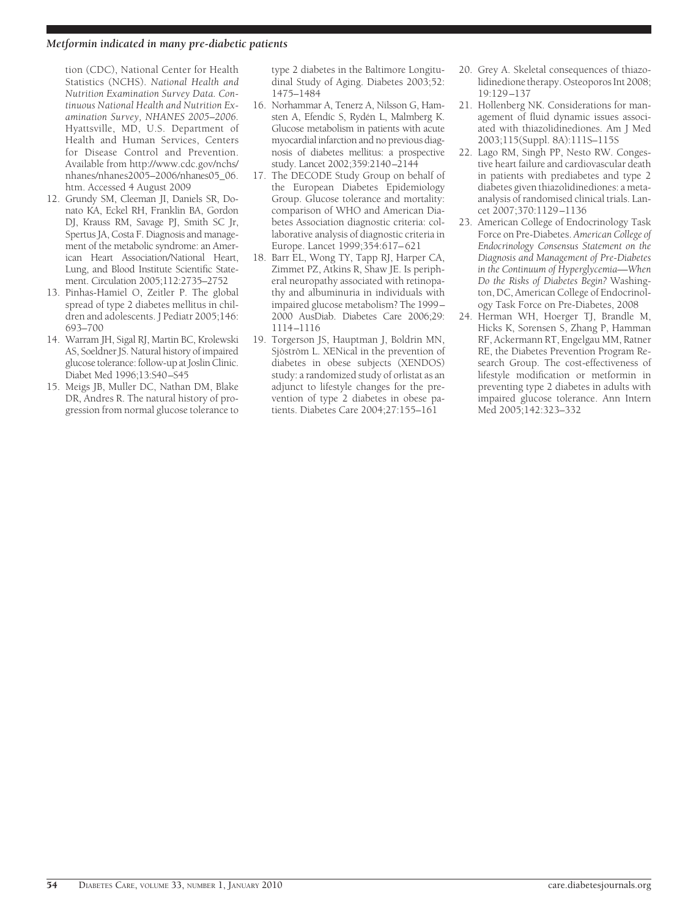tion (CDC), National Center for Health Statistics (NCHS). *National Health and Nutrition Examination Survey Data. Continuous National Health and Nutrition Examination Survey, NHANES 2005–2006.* Hyattsville, MD, U.S. Department of Health and Human Services, Centers for Disease Control and Prevention. Available from http://www.cdc.gov/nchs/nhanes/nhanes2005–2006/nhanes05_06.htm. Accessed 4 August 2009

12. Grundy SM, Cleeman JI, Daniels SR, Donato KA, Eckel RH, Franklin BA, Gordon DJ, Krauss RM, Savage PJ, Smith SC Jr, Spertus JA, Costa F. Diagnosis and management of the metabolic syndrome: an American Heart Association/National Heart, Lung, and Blood Institute Scientific Statement. Circulation 2005;112:2735–2752
13. Pinhas-Hamiel O, Zeitler P. The global spread of type 2 diabetes mellitus in children and adolescents. J Pediatr 2005;146:693–700
14. Warram JH, Sigal RJ, Martin BC, Krolewski AS, Soeldner JS. Natural history of impaired glucose tolerance: follow-up at Joslin Clinic. Diabet Med 1996;13:S40–S45
15. Meigs JB, Muller DC, Nathan DM, Blake DR, Andres R. The natural history of progression from normal glucose tolerance to type 2 diabetes in the Baltimore Longitudinal Study of Aging. Diabetes 2003;52:1475–1484
16. Norhammar A, Tenerz A, Nilsson G, Hamsten A, Efendíc S, Rydén L, Malmberg K. Glucose metabolism in patients with acute myocardial infarction and no previous diagnosis of diabetes mellitus: a prospective study. Lancet 2002;359:2140–2144
17. The DECODE Study Group on behalf of the European Diabetes Epidemiology Group. Glucose tolerance and mortality: comparison of WHO and American Diabetes Association diagnostic criteria: collaborative analysis of diagnostic criteria in Europe. Lancet 1999;354:617–621
18. Barr EL, Wong TY, Tapp RJ, Harper CA, Zimmet PZ, Atkins R, Shaw JE. Is peripheral neuropathy associated with retinopathy and albuminuria in individuals with impaired glucose metabolism? The 1999–2000 AusDiab. Diabetes Care 2006;29:1114–1116
19. Torgerson JS, Hauptman J, Boldrin MN, Sjöström L. XENical in the prevention of diabetes in obese subjects (XENDOS) study: a randomized study of orlistat as an adjunct to lifestyle changes for the prevention of type 2 diabetes in obese patients. Diabetes Care 2004;27:155–161
20. Grey A. Skeletal consequences of thiazolidinedione therapy. Osteoporos Int 2008;19:129–137
21. Hollenberg NK. Considerations for management of fluid dynamic issues associated with thiazolidinediones. Am J Med 2003;115(Suppl. 8A):111S–115S
22. Lago RM, Singh PP, Nesto RW. Congestive heart failure and cardiovascular death in patients with prediabetes and type 2 diabetes given thiazolidinediones: a meta-analysis of randomised clinical trials. Lancet 2007;370:1129–1136
23. American College of Endocrinology Task Force on Pre-Diabetes. *American College of Endocrinology Consensus Statement on the Diagnosis and Management of Pre-Diabetes in the Continuum of Hyperglycemia—When Do the Risks of Diabetes Begin?* Washington, DC, American College of Endocrinology Task Force on Pre-Diabetes, 2008
24. Herman WH, Hoerger TJ, Brandle M, Hicks K, Sorensen S, Zhang P, Hamman RF, Ackermann RT, Engelgau MM, Ratner RE, the Diabetes Prevention Program Research Group. The cost-effectiveness of lifestyle modification or metformin in preventing type 2 diabetes in adults with impaired glucose tolerance. Ann Intern Med 2005;142:323–332